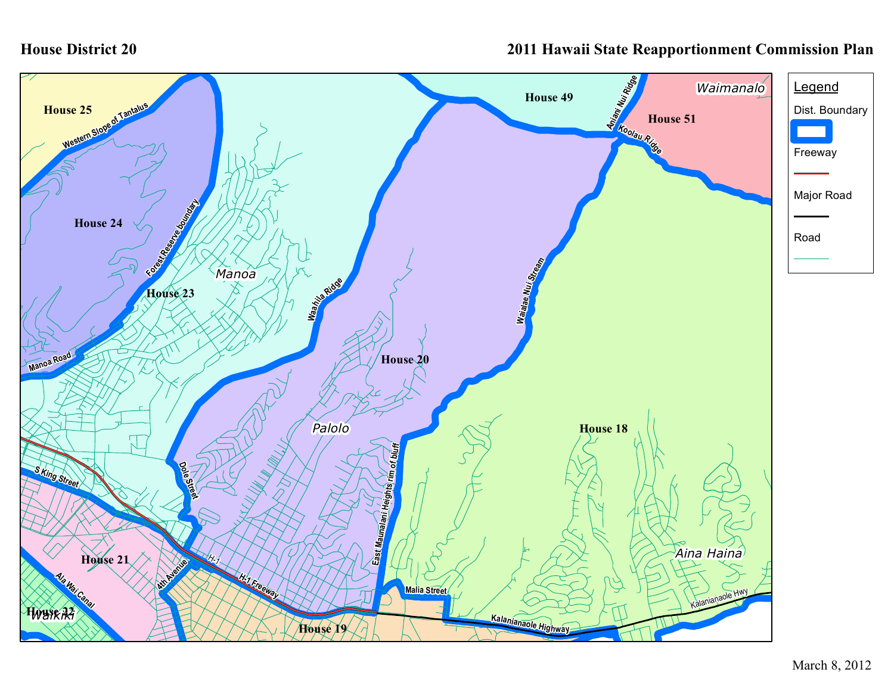# House District 20

## 2011 Hawaii State Reapportionment Commission Plan

House 25

House 24

House 23

House 49

House 51

House 20

House 18

House 21

House 22

House 19

Manoa

Palolo

Waimanalo

Aina Haina

Waikiki

Western Slope of Tantalus

Forest Reserve boundary

Manoa Road

Waahila Ridge

Aniani Nui Ridge

Koolau Ridge

Waialae Nui Stream

Dole Street

S King Street

H-1

H-1 Freeway

4th Avenue

Ala Wai Canal

East Maunalani Heights rim of bluff

Malia Street

Kalanianaole Highway

Kalanianaole Hwy

**Legend**

Dist. Boundary

Freeway

Major Road

Road

March 8, 2012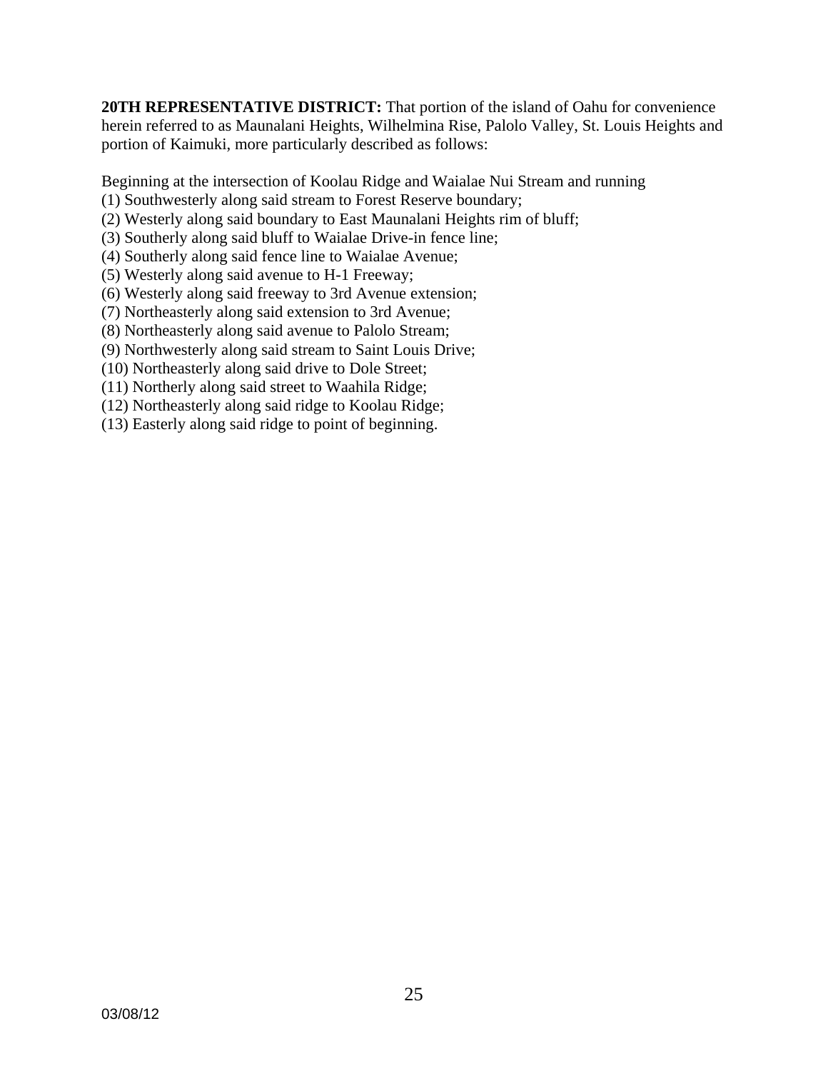**20TH REPRESENTATIVE DISTRICT:** That portion of the island of Oahu for convenience herein referred to as Maunalani Heights, Wilhelmina Rise, Palolo Valley, St. Louis Heights and portion of Kaimuki, more particularly described as follows:

Beginning at the intersection of Koolau Ridge and Waialae Nui Stream and running
(1) Southwesterly along said stream to Forest Reserve boundary;
(2) Westerly along said boundary to East Maunalani Heights rim of bluff;
(3) Southerly along said bluff to Waialae Drive-in fence line;
(4) Southerly along said fence line to Waialae Avenue;
(5) Westerly along said avenue to H-1 Freeway;
(6) Westerly along said freeway to 3rd Avenue extension;
(7) Northeasterly along said extension to 3rd Avenue;
(8) Northeasterly along said avenue to Palolo Stream;
(9) Northwesterly along said stream to Saint Louis Drive;
(10) Northeasterly along said drive to Dole Street;
(11) Northerly along said street to Waahila Ridge;
(12) Northeasterly along said ridge to Koolau Ridge;
(13) Easterly along said ridge to point of beginning.